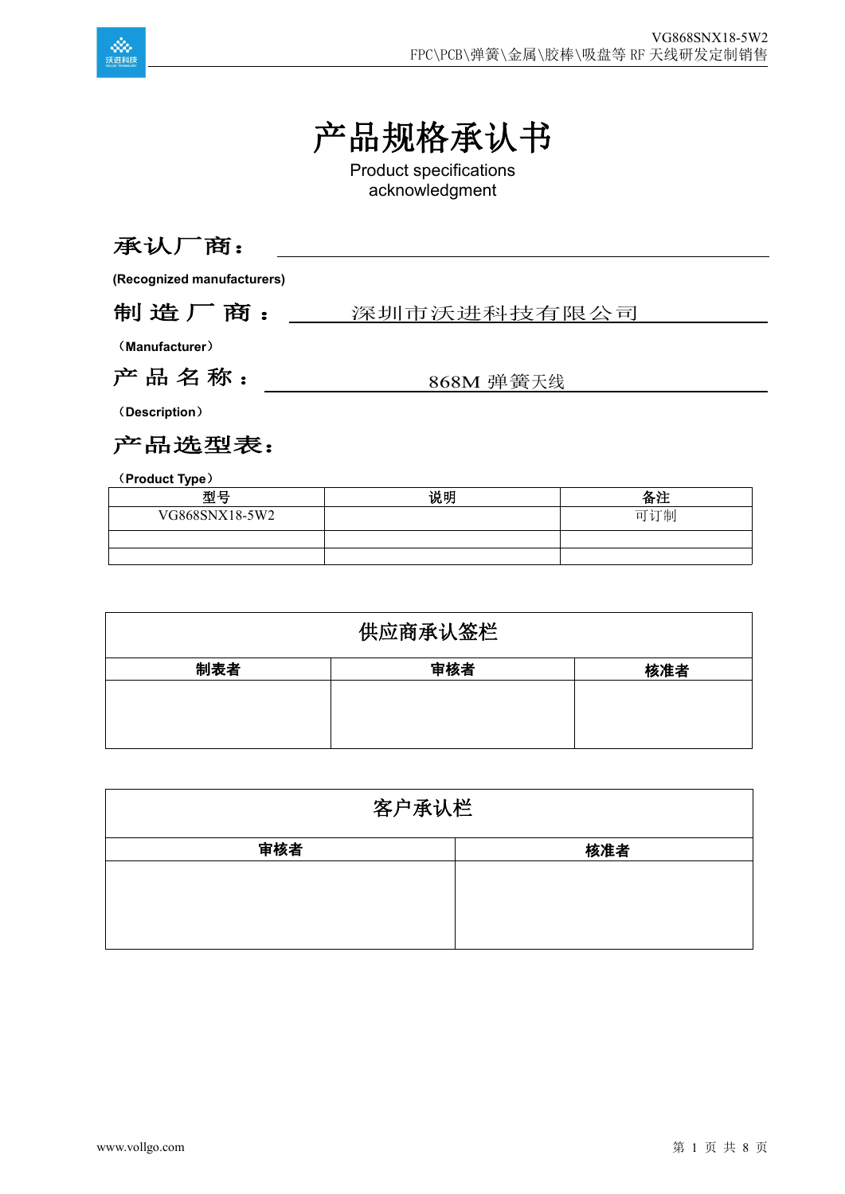# 产品规格承认书

Product specifications acknowledgment

**承认厂商：**

**(Recognized manufacturers)**

**制 造 厂 商 ：** 深圳市沃进科技有限公司

**（Manufacturer）**

**产 品 名 称 ：** 868M 弹簧天线

**（Description）**

**产品选型表：**

**（Product Type）**

| 型号 | 说明 | 备注 |
|---|---|---|
| VG868SNX18-5W2 | | 可订制 |
| | | |
| | | |

| 供应商承认签栏 | | |
|---|---|---|
| **制表者** | **审核者** | **核准者** |
| | | |

| 客户承认栏 | |
|---|---|
| **审核者** | **核准者** |
| | |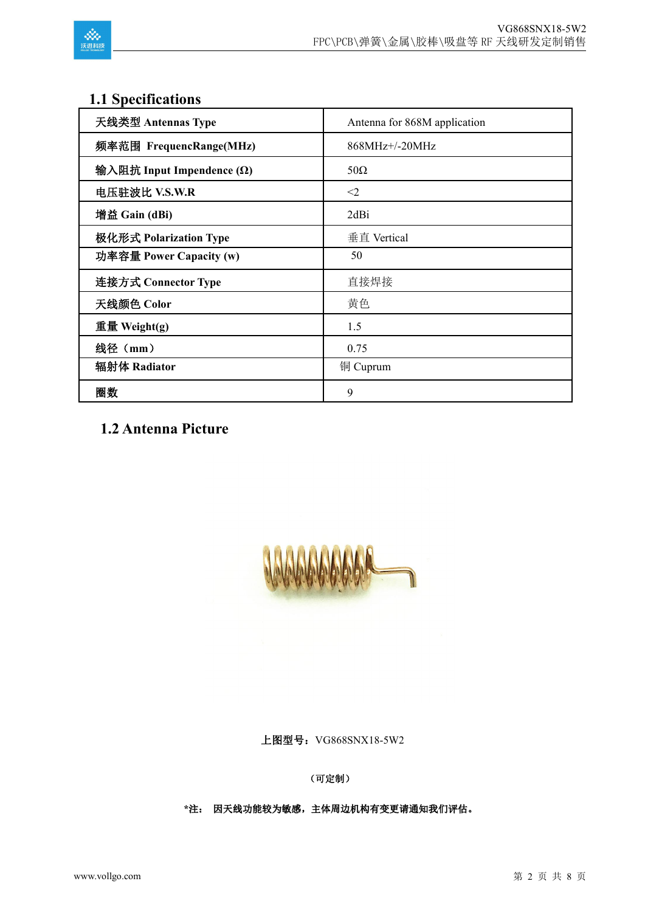## 1.1 Specifications

| **天线类型 Antennas Type** | Antenna for 868M application |
|---|---|
| **频率范围 FrequencRange(MHz)** | 868MHz+/-20MHz |
| **输入阻抗 Input Impendence (Ω)** | 50Ω |
| **电压驻波比 V.S.W.R** | <2 |
| **增益 Gain (dBi)** | 2dBi |
| **极化形式 Polarization Type** | 垂直 Vertical |
| **功率容量 Power Capacity (w)** | 50 |
| **连接方式 Connector Type** | 直接焊接 |
| **天线颜色 Color** | 黄色 |
| **重量 Weight(g)** | 1.5 |
| **线径（mm）** | 0.75 |
| **辐射体 Radiator** | 铜 Cuprum |
| **圈数** | 9 |

## 1.2 Antenna Picture

**上图型号：**VG868SNX18-5W2

**（可定制）**

**\*注： 因天线功能较为敏感，主体周边机构有变更请通知我们评估。**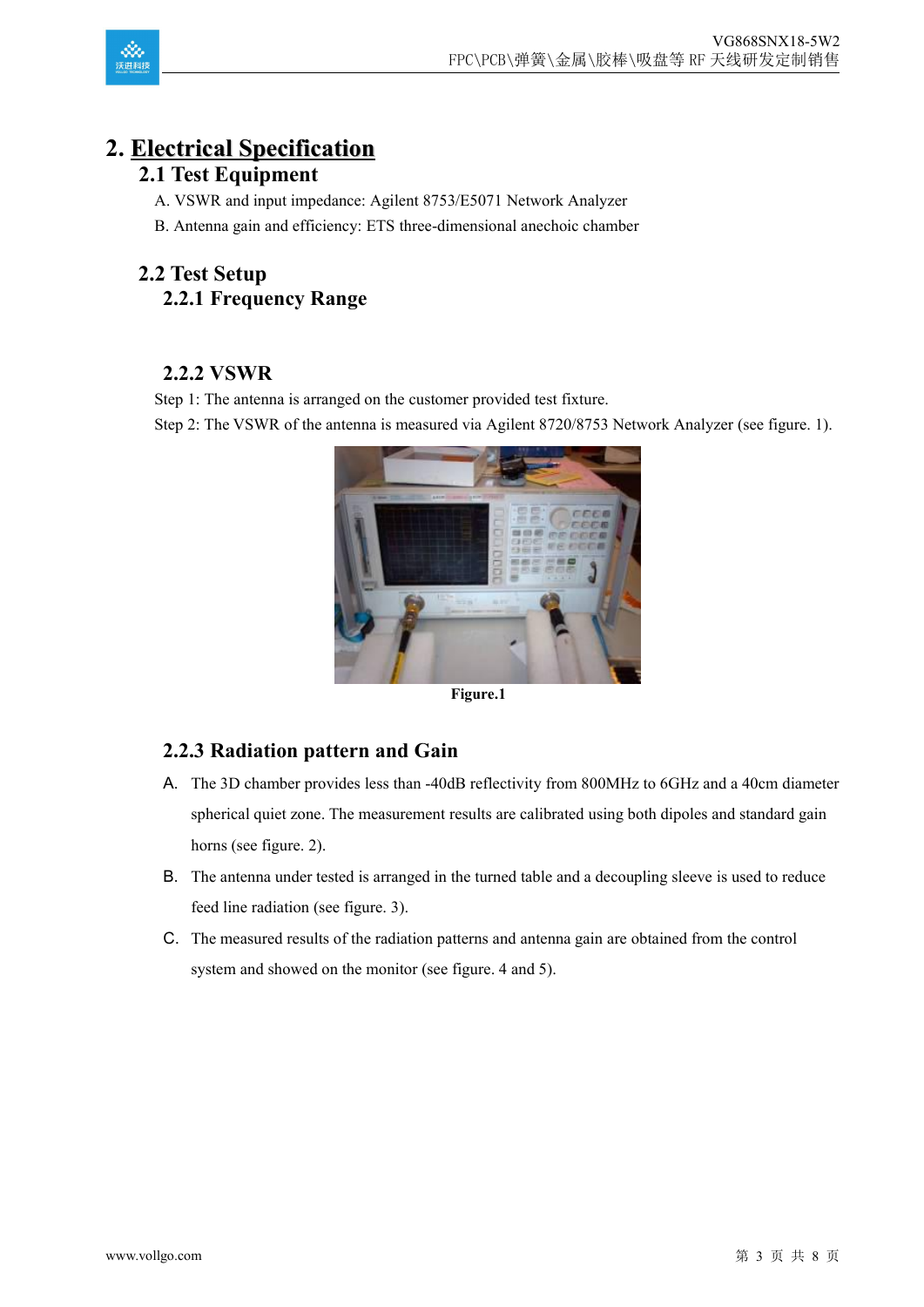# 2. Electrical Specification

## 2.1 Test Equipment

A. VSWR and input impedance: Agilent 8753/E5071 Network Analyzer

B. Antenna gain and efficiency: ETS three-dimensional anechoic chamber

## 2.2 Test Setup

### 2.2.1 Frequency Range

### 2.2.2 VSWR

Step 1: The antenna is arranged on the customer provided test fixture.

Step 2: The VSWR of the antenna is measured via Agilent 8720/8753 Network Analyzer (see figure. 1).

**Figure.1**

### 2.2.3 Radiation pattern and Gain

A. The 3D chamber provides less than -40dB reflectivity from 800MHz to 6GHz and a 40cm diameter spherical quiet zone. The measurement results are calibrated using both dipoles and standard gain horns (see figure. 2).

B. The antenna under tested is arranged in the turned table and a decoupling sleeve is used to reduce feed line radiation (see figure. 3).

C. The measured results of the radiation patterns and antenna gain are obtained from the control system and showed on the monitor (see figure. 4 and 5).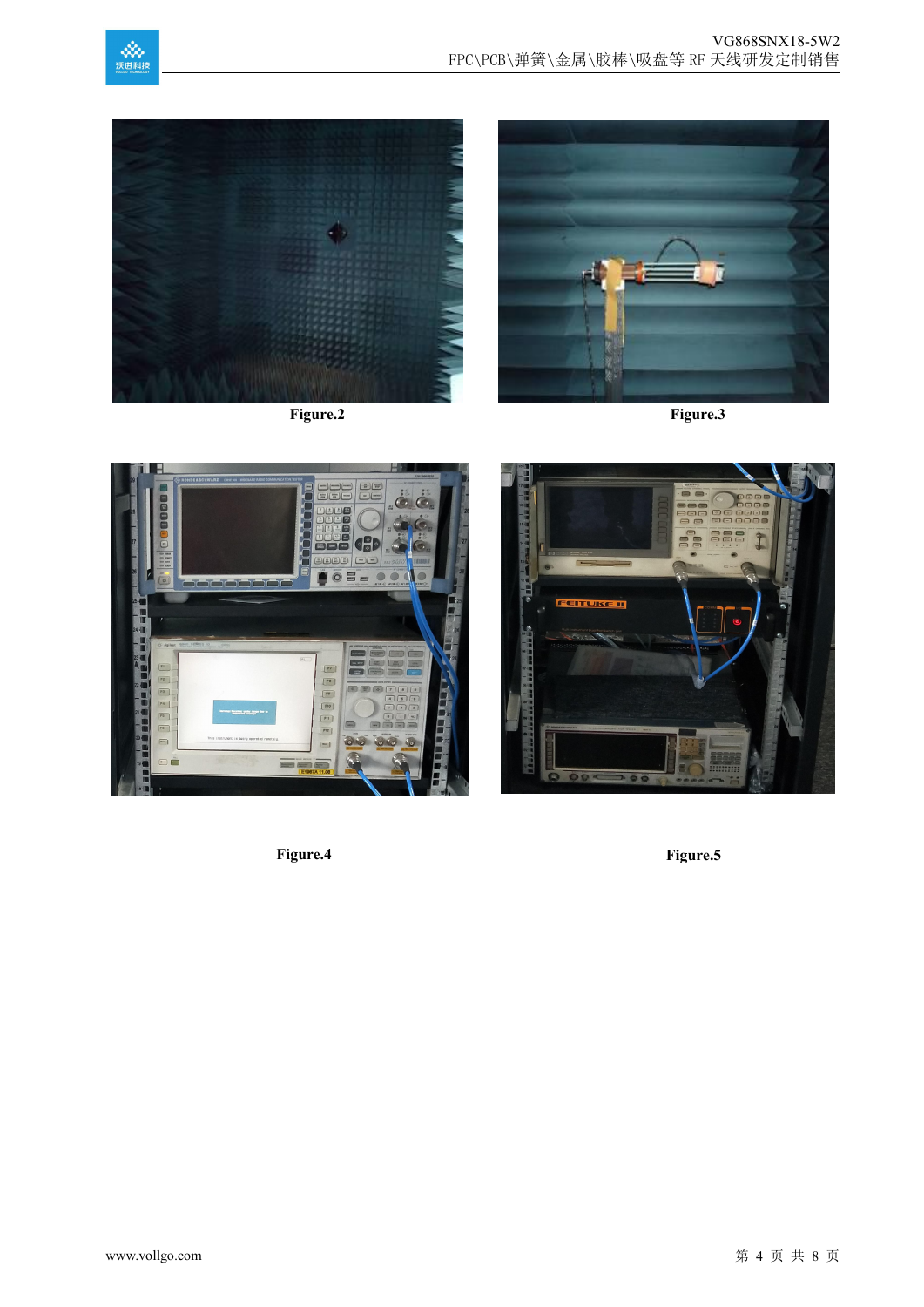Figure.2

Figure.3

Figure.4

Figure.5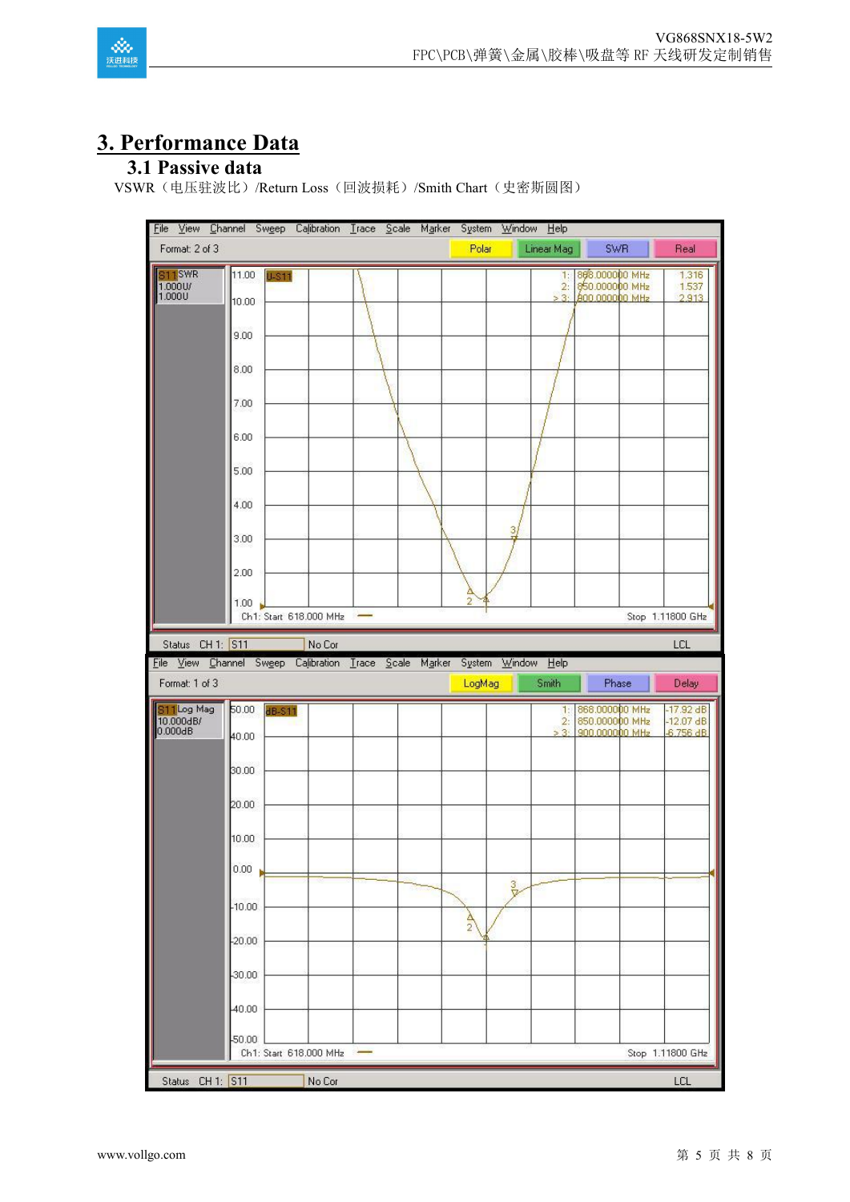# 3. Performance Data

## 3.1 Passive data

VSWR（电压驻波比）/Return Loss（回波损耗）/Smith Chart（史密斯圆图）

| Marker | Frequency | SWR |
|---|---|---|
| 1 | 868.000000 MHz | 1.316 |
| 2 | 850.000000 MHz | 1.537 |
| > 3 | 900.000000 MHz | 2.913 |

Ch1: Start 618.000 MHz — Stop 1.11800 GHz

| Marker | Frequency | Log Mag |
|---|---|---|
| 1 | 868.000000 MHz | -17.92 dB |
| 2 | 850.000000 MHz | -12.07 dB |
| > 3 | 900.000000 MHz | -6.756 dB |

Ch1: Start 618.000 MHz — Stop 1.11800 GHz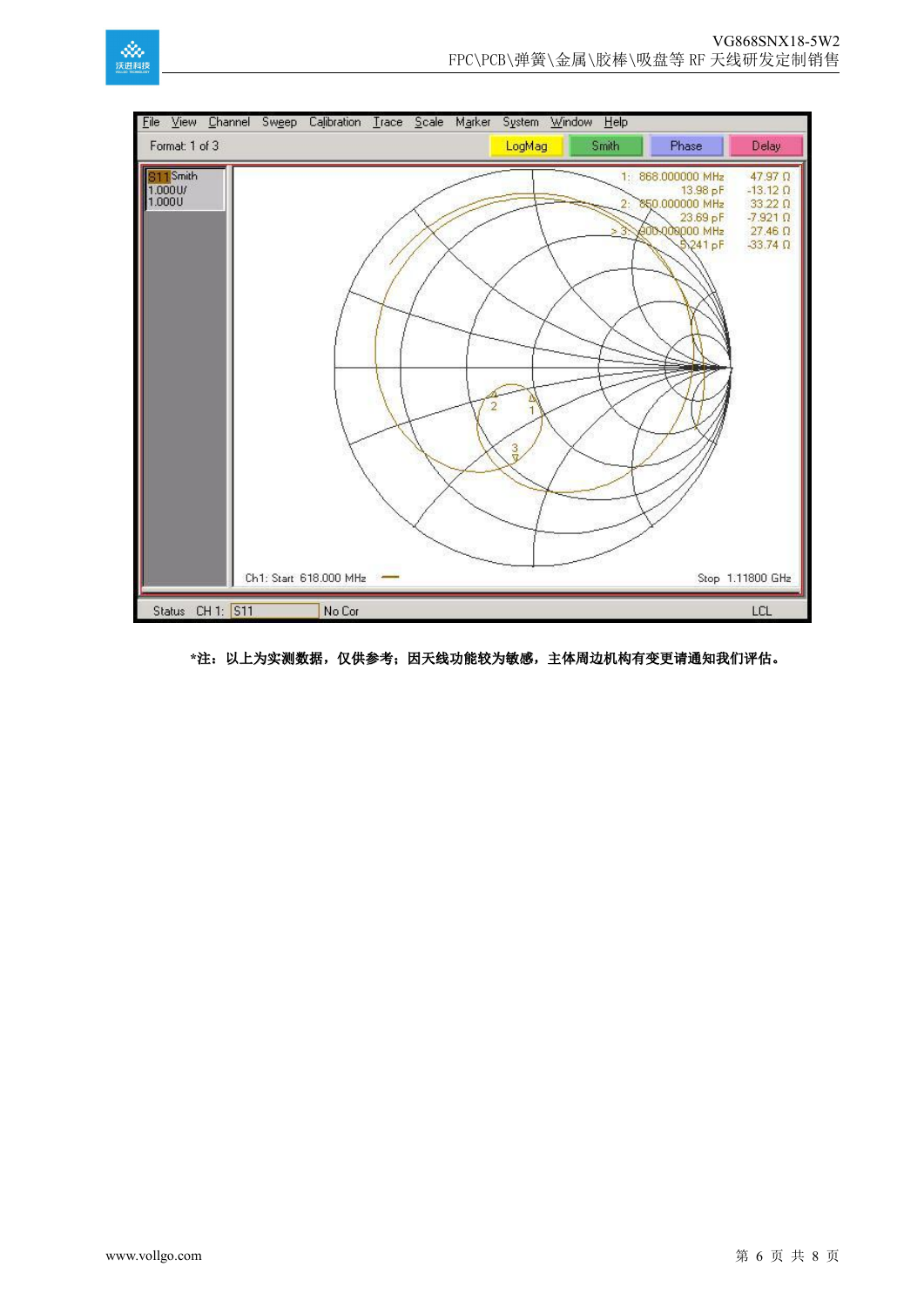File View Channel Sweep Calibration Trace Scale Marker System Window Help

Format: 1 of 3 LogMag Smith Phase Delay

S11 Smith
1.000U/
1.000U

| | | |
|---|---|---|
| 1: 868.000000 MHz | | 47.97 Ω |
| | 13.98 pF | -13.12 Ω |
| 2: 850.000000 MHz | | 33.22 Ω |
| | 23.69 pF | -7.921 Ω |
| > 3: 900.000000 MHz | | 27.46 Ω |
| | 5.241 pF | -33.74 Ω |

Ch1: Start 618.000 MHz Stop 1.11800 GHz

Status CH 1: S11 No Cor LCL

**\*注：以上为实测数据，仅供参考；因天线功能较为敏感，主体周边机构有变更请通知我们评估。**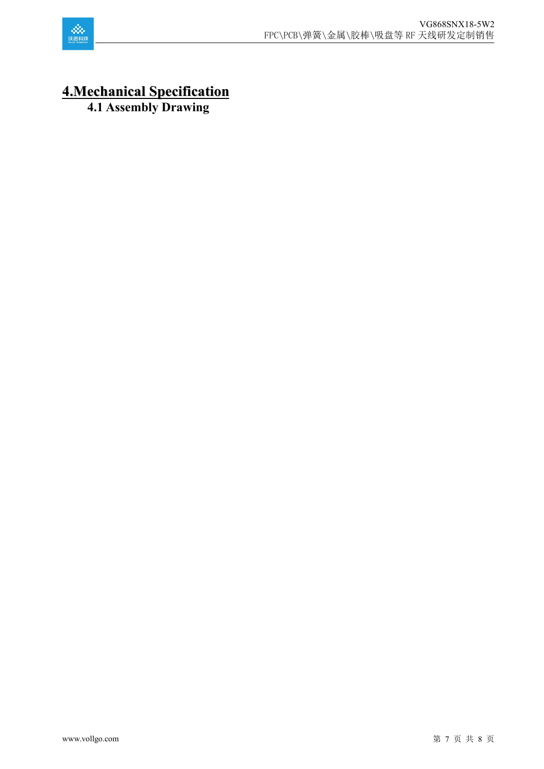# 4.Mechanical Specification

## 4.1 Assembly Drawing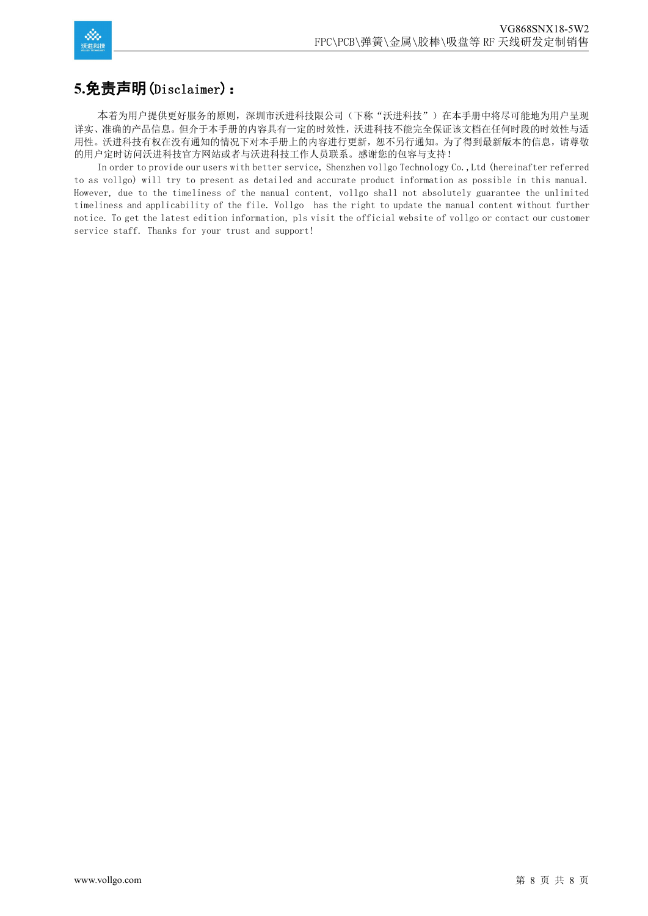## 5.免责声明(Disclaimer)：

本着为用户提供更好服务的原则，深圳市沃进科技限公司（下称“沃进科技”）在本手册中将尽可能地为用户呈现详实、准确的产品信息。但介于本手册的内容具有一定的时效性，沃进科技不能完全保证该文档在任何时段的时效性与适用性。沃进科技有权在没有通知的情况下对本手册上的内容进行更新，恕不另行通知。为了得到最新版本的信息，请尊敬的用户定时访问沃进科技官方网站或者与沃进科技工作人员联系。感谢您的包容与支持！

In order to provide our users with better service, Shenzhen vollgo Technology Co.,Ltd (hereinafter referred to as vollgo) will try to present as detailed and accurate product information as possible in this manual. However, due to the timeliness of the manual content, vollgo shall not absolutely guarantee the unlimited timeliness and applicability of the file. Vollgo has the right to update the manual content without further notice. To get the latest edition information, pls visit the official website of vollgo or contact our customer service staff. Thanks for your trust and support!